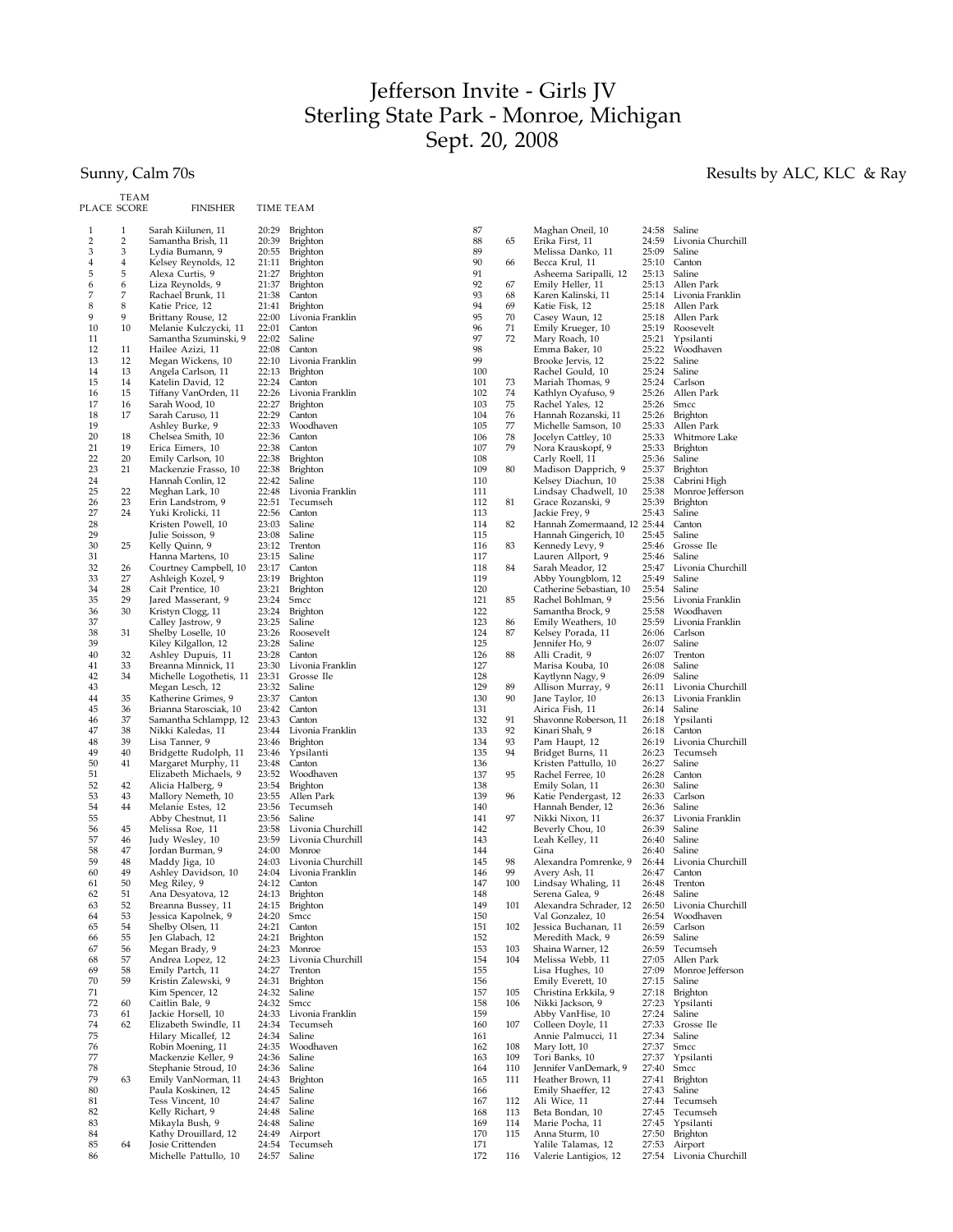# Jefferson Invite - Girls JV
## Sterling State Park - Monroe, Michigan
## Sept. 20, 2008

Sunny, Calm 70s

Results by ALC, KLC & Ray

| PLACE | TEAM SCORE | FINISHER | TIME | TEAM |
|---|---|---|---|---|
| 1 | 1 | Sarah Kiilunen, 11 | 20:29 | Brighton |
| 2 | 2 | Samantha Brish, 11 | 20:39 | Brighton |
| 3 | 3 | Lydia Bumann, 9 | 20:55 | Brighton |
| 4 | 4 | Kelsey Reynolds, 12 | 21:11 | Brighton |
| 5 | 5 | Alexa Curtis, 9 | 21:27 | Brighton |
| 6 | 6 | Liza Reynolds, 9 | 21:37 | Brighton |
| 7 | 7 | Rachael Brunk, 11 | 21:38 | Canton |
| 8 | 8 | Katie Price, 12 | 21:41 | Brighton |
| 9 | 9 | Brittany Rouse, 12 | 22:00 | Livonia Franklin |
| 10 | 10 | Melanie Kulczycki, 11 | 22:01 | Canton |
| 11 | | Samantha Szuminski, 9 | 22:02 | Saline |
| 12 | 11 | Hailee Azizi, 11 | 22:08 | Canton |
| 13 | 12 | Megan Wickens, 10 | 22:10 | Livonia Franklin |
| 14 | 13 | Angela Carlson, 11 | 22:13 | Brighton |
| 15 | 14 | Katelin David, 12 | 22:24 | Canton |
| 16 | 15 | Tiffany VanOrden, 11 | 22:26 | Livonia Franklin |
| 17 | 16 | Sarah Wood, 10 | 22:27 | Brighton |
| 18 | 17 | Sarah Caruso, 11 | 22:29 | Canton |
| 19 | | Ashley Burke, 9 | 22:33 | Woodhaven |
| 20 | 18 | Chelsea Smith, 10 | 22:36 | Canton |
| 21 | 19 | Erica Eimers, 10 | 22:38 | Canton |
| 22 | 20 | Emily Carlson, 10 | 22:38 | Brighton |
| 23 | 21 | Mackenzie Frasso, 10 | 22:38 | Brighton |
| 24 | | Hannah Conlin, 12 | 22:42 | Saline |
| 25 | 22 | Meghan Lark, 10 | 22:48 | Livonia Franklin |
| 26 | 23 | Erin Landstrom, 9 | 22:51 | Tecumseh |
| 27 | 24 | Yuki Krolicki, 11 | 22:56 | Canton |
| 28 | | Kristen Powell, 10 | 23:03 | Saline |
| 29 | | Julie Soisson, 9 | 23:08 | Saline |
| 30 | 25 | Kelly Quinn, 9 | 23:12 | Trenton |
| 31 | | Hanna Martens, 10 | 23:15 | Saline |
| 32 | 26 | Courtney Campbell, 10 | 23:17 | Canton |
| 33 | 27 | Ashleigh Kozel, 9 | 23:19 | Brighton |
| 34 | 28 | Cait Prentice, 10 | 23:21 | Brighton |
| 35 | 29 | Jared Masserant, 9 | 23:24 | Smcc |
| 36 | 30 | Kristyn Clogg, 11 | 23:24 | Brighton |
| 37 | | Calley Jastrow, 9 | 23:25 | Saline |
| 38 | 31 | Shelby Loselle, 10 | 23:26 | Roosevelt |
| 39 | | Kiley Kilgallon, 12 | 23:28 | Saline |
| 40 | 32 | Ashley Dupuis, 11 | 23:28 | Canton |
| 41 | 33 | Breanna Minnick, 11 | 23:30 | Livonia Franklin |
| 42 | 34 | Michelle Logothetis, 11 | 23:31 | Grosse Ile |
| 43 | | Megan Lesch, 12 | 23:32 | Saline |
| 44 | 35 | Katherine Grimes, 9 | 23:37 | Canton |
| 45 | 36 | Brianna Starosciak, 10 | 23:42 | Canton |
| 46 | 37 | Samantha Schlampp, 12 | 23:43 | Canton |
| 47 | 38 | Nikki Kaledas, 11 | 23:44 | Livonia Franklin |
| 48 | 39 | Lisa Tanner, 9 | 23:46 | Brighton |
| 49 | 40 | Bridgette Rudolph, 11 | 23:46 | Ypsilanti |
| 50 | 41 | Margaret Murphy, 11 | 23:48 | Canton |
| 51 | | Elizabeth Michaels, 9 | 23:52 | Woodhaven |
| 52 | 42 | Alicia Halberg, 9 | 23:54 | Brighton |
| 53 | 43 | Mallory Nemeth, 10 | 23:55 | Allen Park |
| 54 | 44 | Melanie Estes, 12 | 23:56 | Tecumseh |
| 55 | | Abby Chestnut, 11 | 23:56 | Saline |
| 56 | 45 | Melissa Roe, 11 | 23:58 | Livonia Churchill |
| 57 | 46 | Judy Wesley, 10 | 23:59 | Livonia Churchill |
| 58 | 47 | Jordan Burman, 9 | 24:00 | Monroe |
| 59 | 48 | Maddy Jiga, 10 | 24:03 | Livonia Churchill |
| 60 | 49 | Ashley Davidson, 10 | 24:04 | Livonia Franklin |
| 61 | 50 | Meg Riley, 9 | 24:12 | Canton |
| 62 | 51 | Ana Desyatova, 12 | 24:13 | Brighton |
| 63 | 52 | Breanna Bussey, 11 | 24:15 | Brighton |
| 64 | 53 | Jessica Kapolnek, 9 | 24:20 | Smcc |
| 65 | 54 | Shelby Olsen, 11 | 24:21 | Canton |
| 66 | 55 | Jen Glabach, 12 | 24:21 | Brighton |
| 67 | 56 | Megan Brady, 9 | 24:23 | Monroe |
| 68 | 57 | Andrea Lopez, 12 | 24:23 | Livonia Churchill |
| 69 | 58 | Emily Partch, 11 | 24:27 | Trenton |
| 70 | 59 | Kristin Zalewski, 9 | 24:31 | Brighton |
| 71 | | Kim Spencer, 12 | 24:32 | Saline |
| 72 | 60 | Caitlin Bale, 9 | 24:32 | Smcc |
| 73 | 61 | Jackie Horsell, 10 | 24:33 | Livonia Franklin |
| 74 | 62 | Elizabeth Swindle, 11 | 24:34 | Tecumseh |
| 75 | | Hilary Micallef, 12 | 24:34 | Saline |
| 76 | | Robin Moening, 11 | 24:35 | Woodhaven |
| 77 | | Mackenzie Keller, 9 | 24:36 | Saline |
| 78 | | Stephanie Stroud, 10 | 24:36 | Saline |
| 79 | 63 | Emily VanNorman, 11 | 24:43 | Brighton |
| 80 | | Paula Koskinen, 12 | 24:45 | Saline |
| 81 | | Tess Vincent, 10 | 24:47 | Saline |
| 82 | | Kelly Richart, 9 | 24:48 | Saline |
| 83 | | Mikayla Bush, 9 | 24:48 | Saline |
| 84 | | Kathy Drouillard, 12 | 24:49 | Airport |
| 85 | 64 | Josie Crittenden | 24:54 | Tecumseh |
| 86 | | Michelle Pattullo, 10 | 24:57 | Saline |
| 87 | | Maghan Oneil, 10 | 24:58 | Saline |
| 88 | 65 | Erika First, 11 | 24:59 | Livonia Churchill |
| 89 | | Melissa Danko, 11 | 25:09 | Saline |
| 90 | 66 | Becca Krul, 11 | 25:10 | Canton |
| 91 | | Asheema Saripalli, 12 | 25:13 | Saline |
| 92 | 67 | Emily Heller, 11 | 25:13 | Allen Park |
| 93 | 68 | Karen Kalinski, 11 | 25:14 | Livonia Franklin |
| 94 | 69 | Katie Fisk, 12 | 25:18 | Allen Park |
| 95 | 70 | Casey Waun, 12 | 25:18 | Allen Park |
| 96 | 71 | Emily Krueger, 10 | 25:19 | Roosevelt |
| 97 | 72 | Mary Roach, 10 | 25:21 | Ypsilanti |
| 98 | | Emma Baker, 10 | 25:22 | Woodhaven |
| 99 | | Brooke Jervis, 12 | 25:22 | Saline |
| 100 | | Rachel Gould, 10 | 25:24 | Saline |
| 101 | 73 | Mariah Thomas, 9 | 25:24 | Carlson |
| 102 | 74 | Kathlyn Oyafuso, 9 | 25:26 | Allen Park |
| 103 | 75 | Rachel Yales, 12 | 25:26 | Smcc |
| 104 | 76 | Hannah Rozanski, 11 | 25:26 | Brighton |
| 105 | 77 | Michelle Samson, 10 | 25:33 | Allen Park |
| 106 | 78 | Jocelyn Cattley, 10 | 25:33 | Whitmore Lake |
| 107 | 79 | Nora Krauskopf, 9 | 25:33 | Brighton |
| 108 | | Carly Roell, 11 | 25:36 | Saline |
| 109 | 80 | Madison Dapprich, 9 | 25:37 | Brighton |
| 110 | | Kelsey Diachun, 10 | 25:38 | Cabrini High |
| 111 | | Lindsay Chadwell, 10 | 25:38 | Monroe Jefferson |
| 112 | 81 | Grace Rozanski, 9 | 25:39 | Brighton |
| 113 | | Jackie Frey, 9 | 25:43 | Saline |
| 114 | 82 | Hannah Zomermaand, 12 | 25:44 | Canton |
| 115 | | Hannah Gingerich, 10 | 25:45 | Saline |
| 116 | 83 | Kennedy Levy, 9 | 25:46 | Grosse Ile |
| 117 | | Lauren Allport, 9 | 25:46 | Saline |
| 118 | 84 | Sarah Meador, 12 | 25:47 | Livonia Churchill |
| 119 | | Abby Youngblom, 12 | 25:49 | Saline |
| 120 | | Catherine Sebastian, 10 | 25:54 | Saline |
| 121 | 85 | Rachel Bohlman, 9 | 25:56 | Livonia Franklin |
| 122 | | Samantha Brock, 9 | 25:58 | Woodhaven |
| 123 | 86 | Emily Weathers, 10 | 25:59 | Livonia Franklin |
| 124 | 87 | Kelsey Porada, 11 | 26:06 | Carlson |
| 125 | | Jennifer Ho, 9 | 26:07 | Saline |
| 126 | 88 | Alli Cradit, 9 | 26:07 | Trenton |
| 127 | | Marisa Kouba, 10 | 26:08 | Saline |
| 128 | | Kaytlynn Nagy, 9 | 26:09 | Saline |
| 129 | 89 | Allison Murray, 9 | 26:11 | Livonia Churchill |
| 130 | 90 | Jane Taylor, 10 | 26:13 | Livonia Franklin |
| 131 | | Airica Fish, 11 | 26:14 | Saline |
| 132 | 91 | Shavonne Roberson, 11 | 26:18 | Ypsilanti |
| 133 | 92 | Kinari Shah, 9 | 26:18 | Canton |
| 134 | 93 | Pam Haupt, 12 | 26:19 | Livonia Churchill |
| 135 | 94 | Bridget Burns, 11 | 26:23 | Tecumseh |
| 136 | | Kristen Pattullo, 10 | 26:27 | Saline |
| 137 | 95 | Rachel Ferree, 10 | 26:28 | Canton |
| 138 | | Emily Solan, 11 | 26:30 | Saline |
| 139 | 96 | Katie Pendergast, 12 | 26:33 | Carlson |
| 140 | | Hannah Bender, 12 | 26:36 | Saline |
| 141 | 97 | Nikki Nixon, 11 | 26:37 | Livonia Franklin |
| 142 | | Beverly Chou, 10 | 26:39 | Saline |
| 143 | | Leah Kelley, 11 | 26:40 | Saline |
| 144 | | Gina | 26:40 | Saline |
| 145 | 98 | Alexandra Pomrenke, 9 | 26:44 | Livonia Churchill |
| 146 | 99 | Avery Ash, 11 | 26:47 | Canton |
| 147 | 100 | Lindsay Whaling, 11 | 26:48 | Trenton |
| 148 | | Serena Galea, 9 | 26:48 | Saline |
| 149 | 101 | Alexandra Schrader, 12 | 26:50 | Livonia Churchill |
| 150 | | Val Gonzalez, 10 | 26:54 | Woodhaven |
| 151 | 102 | Jessica Buchanan, 11 | 26:59 | Carlson |
| 152 | | Meredith Mack, 9 | 26:59 | Saline |
| 153 | 103 | Shaina Warner, 12 | 26:59 | Tecumseh |
| 154 | 104 | Melissa Webb, 11 | 27:05 | Allen Park |
| 155 | | Lisa Hughes, 10 | 27:09 | Monroe Jefferson |
| 156 | | Emily Everett, 10 | 27:15 | Saline |
| 157 | 105 | Christina Erkkila, 9 | 27:18 | Brighton |
| 158 | 106 | Nikki Jackson, 9 | 27:23 | Ypsilanti |
| 159 | | Abby VanHise, 10 | 27:24 | Saline |
| 160 | 107 | Colleen Doyle, 11 | 27:33 | Grosse Ile |
| 161 | | Annie Palmucci, 11 | 27:34 | Saline |
| 162 | 108 | Mary Iott, 10 | 27:37 | Smcc |
| 163 | 109 | Tori Banks, 10 | 27:37 | Ypsilanti |
| 164 | 110 | Jennifer VanDemark, 9 | 27:40 | Smcc |
| 165 | 111 | Heather Brown, 11 | 27:41 | Brighton |
| 166 | | Emily Shaeffer, 12 | 27:43 | Saline |
| 167 | 112 | Ali Wice, 11 | 27:44 | Tecumseh |
| 168 | 113 | Beta Bondan, 10 | 27:45 | Tecumseh |
| 169 | 114 | Marie Pocha, 11 | 27:45 | Ypsilanti |
| 170 | 115 | Anna Sturm, 10 | 27:50 | Brighton |
| 171 | | Yalile Talamas, 12 | 27:53 | Airport |
| 172 | 116 | Valerie Lantigios, 12 | 27:54 | Livonia Churchill |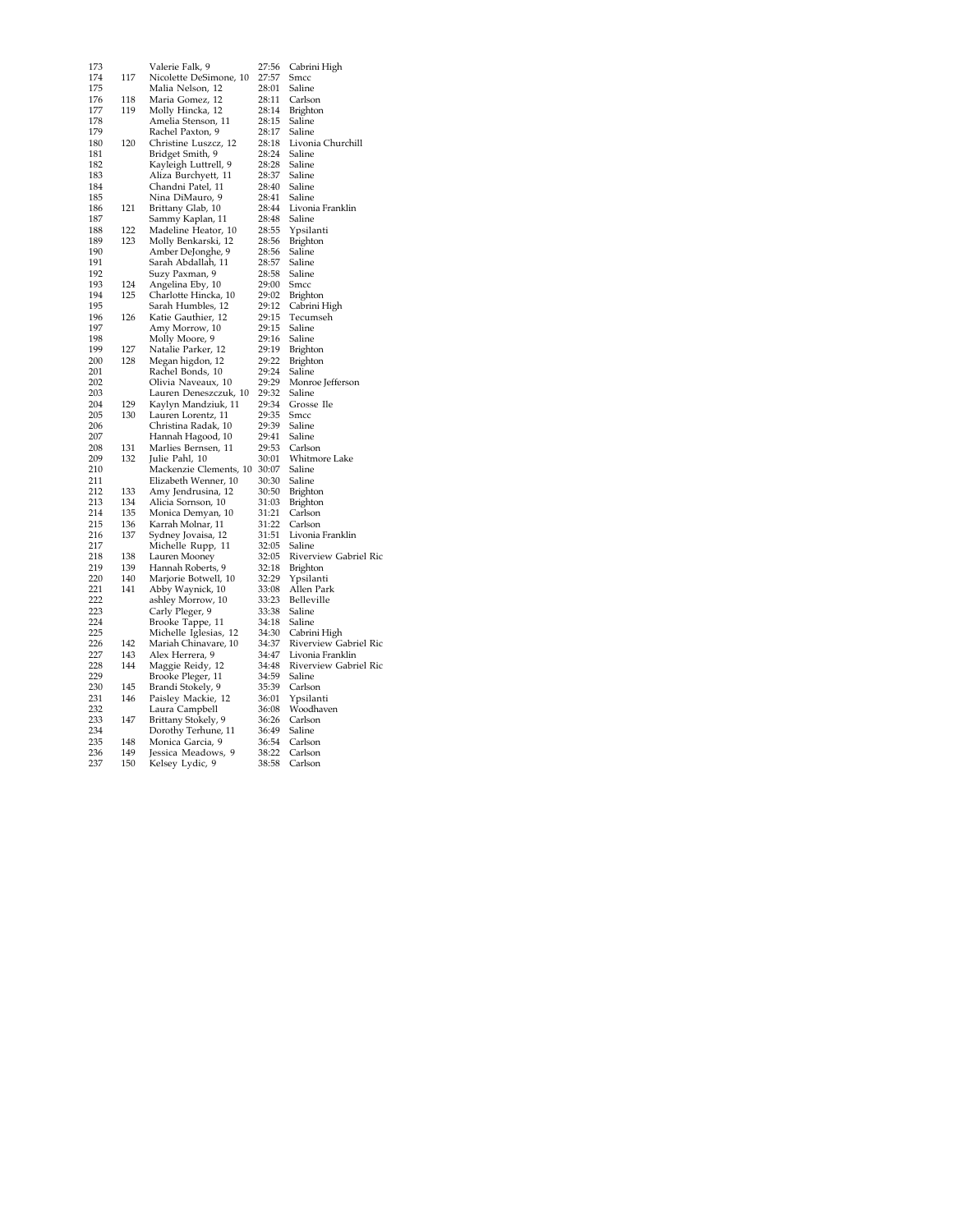| | | | | |
|---|---|---|---|---|
| 173 | | Valerie Falk, 9 | 27:56 | Cabrini High |
| 174 | 117 | Nicolette DeSimone, 10 | 27:57 | Smcc |
| 175 | | Malia Nelson, 12 | 28:01 | Saline |
| 176 | 118 | Maria Gomez, 12 | 28:11 | Carlson |
| 177 | 119 | Molly Hincka, 12 | 28:14 | Brighton |
| 178 | | Amelia Stenson, 11 | 28:15 | Saline |
| 179 | | Rachel Paxton, 9 | 28:17 | Saline |
| 180 | 120 | Christine Luszcz, 12 | 28:18 | Livonia Churchill |
| 181 | | Bridget Smith, 9 | 28:24 | Saline |
| 182 | | Kayleigh Luttrell, 9 | 28:28 | Saline |
| 183 | | Aliza Burchyett, 11 | 28:37 | Saline |
| 184 | | Chandni Patel, 11 | 28:40 | Saline |
| 185 | | Nina DiMauro, 9 | 28:41 | Saline |
| 186 | 121 | Brittany Glab, 10 | 28:44 | Livonia Franklin |
| 187 | | Sammy Kaplan, 11 | 28:48 | Saline |
| 188 | 122 | Madeline Heator, 10 | 28:55 | Ypsilanti |
| 189 | 123 | Molly Benkarski, 12 | 28:56 | Brighton |
| 190 | | Amber DeJonghe, 9 | 28:56 | Saline |
| 191 | | Sarah Abdallah, 11 | 28:57 | Saline |
| 192 | | Suzy Paxman, 9 | 28:58 | Saline |
| 193 | 124 | Angelina Eby, 10 | 29:00 | Smcc |
| 194 | 125 | Charlotte Hincka, 10 | 29:02 | Brighton |
| 195 | | Sarah Humbles, 12 | 29:12 | Cabrini High |
| 196 | 126 | Katie Gauthier, 12 | 29:15 | Tecumseh |
| 197 | | Amy Morrow, 10 | 29:15 | Saline |
| 198 | | Molly Moore, 9 | 29:16 | Saline |
| 199 | 127 | Natalie Parker, 12 | 29:19 | Brighton |
| 200 | 128 | Megan higdon, 12 | 29:22 | Brighton |
| 201 | | Rachel Bonds, 10 | 29:24 | Saline |
| 202 | | Olivia Naveaux, 10 | 29:29 | Monroe Jefferson |
| 203 | | Lauren Deneszczuk, 10 | 29:32 | Saline |
| 204 | 129 | Kaylyn Mandziuk, 11 | 29:34 | Grosse Ile |
| 205 | 130 | Lauren Lorentz, 11 | 29:35 | Smcc |
| 206 | | Christina Radak, 10 | 29:39 | Saline |
| 207 | | Hannah Hagood, 10 | 29:41 | Saline |
| 208 | 131 | Marlies Bernsen, 11 | 29:53 | Carlson |
| 209 | 132 | Julie Pahl, 10 | 30:01 | Whitmore Lake |
| 210 | | Mackenzie Clements, 10 | 30:07 | Saline |
| 211 | | Elizabeth Wenner, 10 | 30:30 | Saline |
| 212 | 133 | Amy Jendrusina, 12 | 30:50 | Brighton |
| 213 | 134 | Alicia Sornson, 10 | 31:03 | Brighton |
| 214 | 135 | Monica Demyan, 10 | 31:21 | Carlson |
| 215 | 136 | Karrah Molnar, 11 | 31:22 | Carlson |
| 216 | 137 | Sydney Jovaisa, 12 | 31:51 | Livonia Franklin |
| 217 | | Michelle Rupp, 11 | 32:05 | Saline |
| 218 | 138 | Lauren Mooney | 32:05 | Riverview Gabriel Ric |
| 219 | 139 | Hannah Roberts, 9 | 32:18 | Brighton |
| 220 | 140 | Marjorie Botwell, 10 | 32:29 | Ypsilanti |
| 221 | 141 | Abby Waynick, 10 | 33:08 | Allen Park |
| 222 | | ashley Morrow, 10 | 33:23 | Belleville |
| 223 | | Carly Pleger, 9 | 33:38 | Saline |
| 224 | | Brooke Tappe, 11 | 34:18 | Saline |
| 225 | | Michelle Iglesias, 12 | 34:30 | Cabrini High |
| 226 | 142 | Mariah Chinavare, 10 | 34:37 | Riverview Gabriel Ric |
| 227 | 143 | Alex Herrera, 9 | 34:47 | Livonia Franklin |
| 228 | 144 | Maggie Reidy, 12 | 34:48 | Riverview Gabriel Ric |
| 229 | | Brooke Pleger, 11 | 34:59 | Saline |
| 230 | 145 | Brandi Stokely, 9 | 35:39 | Carlson |
| 231 | 146 | Paisley Mackie, 12 | 36:01 | Ypsilanti |
| 232 | | Laura Campbell | 36:08 | Woodhaven |
| 233 | 147 | Brittany Stokely, 9 | 36:26 | Carlson |
| 234 | | Dorothy Terhune, 11 | 36:49 | Saline |
| 235 | 148 | Monica Garcia, 9 | 36:54 | Carlson |
| 236 | 149 | Jessica Meadows, 9 | 38:22 | Carlson |
| 237 | 150 | Kelsey Lydic, 9 | 38:58 | Carlson |